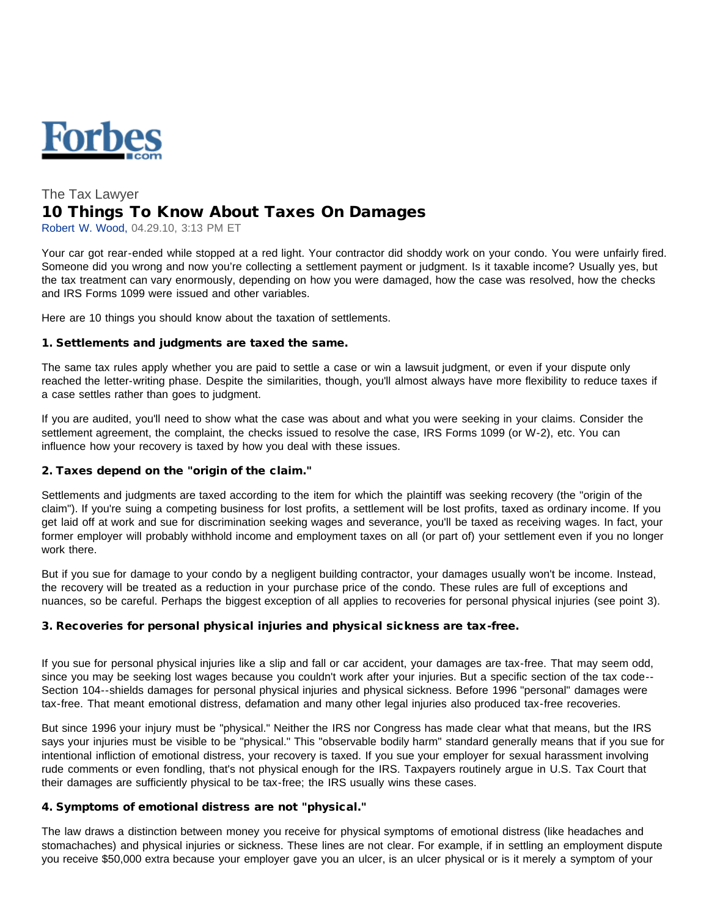Forbes.com

The Tax Lawyer

# 10 Things To Know About Taxes On Damages

Robert W. Wood, 04.29.10, 3:13 PM ET

Your car got rear-ended while stopped at a red light. Your contractor did shoddy work on your condo. You were unfairly fired. Someone did you wrong and now you're collecting a settlement payment or judgment. Is it taxable income? Usually yes, but the tax treatment can vary enormously, depending on how you were damaged, how the case was resolved, how the checks and IRS Forms 1099 were issued and other variables.

Here are 10 things you should know about the taxation of settlements.

### 1. Settlements and judgments are taxed the same.

The same tax rules apply whether you are paid to settle a case or win a lawsuit judgment, or even if your dispute only reached the letter-writing phase. Despite the similarities, though, you'll almost always have more flexibility to reduce taxes if a case settles rather than goes to judgment.

If you are audited, you'll need to show what the case was about and what you were seeking in your claims. Consider the settlement agreement, the complaint, the checks issued to resolve the case, IRS Forms 1099 (or W-2), etc. You can influence how your recovery is taxed by how you deal with these issues.

### 2. Taxes depend on the "origin of the claim."

Settlements and judgments are taxed according to the item for which the plaintiff was seeking recovery (the "origin of the claim"). If you're suing a competing business for lost profits, a settlement will be lost profits, taxed as ordinary income. If you get laid off at work and sue for discrimination seeking wages and severance, you'll be taxed as receiving wages. In fact, your former employer will probably withhold income and employment taxes on all (or part of) your settlement even if you no longer work there.

But if you sue for damage to your condo by a negligent building contractor, your damages usually won't be income. Instead, the recovery will be treated as a reduction in your purchase price of the condo. These rules are full of exceptions and nuances, so be careful. Perhaps the biggest exception of all applies to recoveries for personal physical injuries (see point 3).

### 3. Recoveries for personal physical injuries and physical sickness are tax-free.

If you sue for personal physical injuries like a slip and fall or car accident, your damages are tax-free. That may seem odd, since you may be seeking lost wages because you couldn't work after your injuries. But a specific section of the tax code--Section 104--shields damages for personal physical injuries and physical sickness. Before 1996 "personal" damages were tax-free. That meant emotional distress, defamation and many other legal injuries also produced tax-free recoveries.

But since 1996 your injury must be "physical." Neither the IRS nor Congress has made clear what that means, but the IRS says your injuries must be visible to be "physical." This "observable bodily harm" standard generally means that if you sue for intentional infliction of emotional distress, your recovery is taxed. If you sue your employer for sexual harassment involving rude comments or even fondling, that's not physical enough for the IRS. Taxpayers routinely argue in U.S. Tax Court that their damages are sufficiently physical to be tax-free; the IRS usually wins these cases.

### 4. Symptoms of emotional distress are not "physical."

The law draws a distinction between money you receive for physical symptoms of emotional distress (like headaches and stomachaches) and physical injuries or sickness. These lines are not clear. For example, if in settling an employment dispute you receive $50,000 extra because your employer gave you an ulcer, is an ulcer physical or is it merely a symptom of your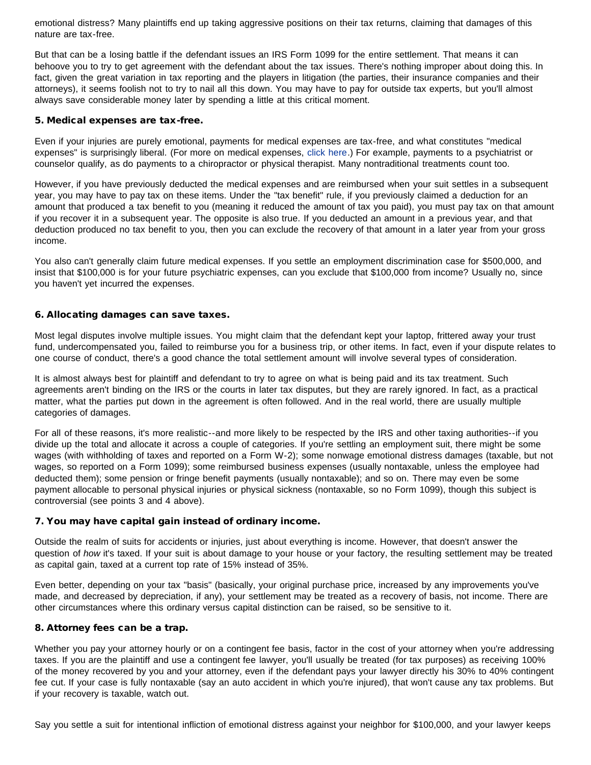emotional distress? Many plaintiffs end up taking aggressive positions on their tax returns, claiming that damages of this nature are tax-free.

But that can be a losing battle if the defendant issues an IRS Form 1099 for the entire settlement. That means it can behoove you to try to get agreement with the defendant about the tax issues. There's nothing improper about doing this. In fact, given the great variation in tax reporting and the players in litigation (the parties, their insurance companies and their attorneys), it seems foolish not to try to nail all this down. You may have to pay for outside tax experts, but you'll almost always save considerable money later by spending a little at this critical moment.

### 5. Medical expenses are tax-free.

Even if your injuries are purely emotional, payments for medical expenses are tax-free, and what constitutes "medical expenses" is surprisingly liberal. (For more on medical expenses, click here.) For example, payments to a psychiatrist or counselor qualify, as do payments to a chiropractor or physical therapist. Many nontraditional treatments count too.

However, if you have previously deducted the medical expenses and are reimbursed when your suit settles in a subsequent year, you may have to pay tax on these items. Under the "tax benefit" rule, if you previously claimed a deduction for an amount that produced a tax benefit to you (meaning it reduced the amount of tax you paid), you must pay tax on that amount if you recover it in a subsequent year. The opposite is also true. If you deducted an amount in a previous year, and that deduction produced no tax benefit to you, then you can exclude the recovery of that amount in a later year from your gross income.

You also can't generally claim future medical expenses. If you settle an employment discrimination case for $500,000, and insist that $100,000 is for your future psychiatric expenses, can you exclude that $100,000 from income? Usually no, since you haven't yet incurred the expenses.

### 6. Allocating damages can save taxes.

Most legal disputes involve multiple issues. You might claim that the defendant kept your laptop, frittered away your trust fund, undercompensated you, failed to reimburse you for a business trip, or other items. In fact, even if your dispute relates to one course of conduct, there's a good chance the total settlement amount will involve several types of consideration.

It is almost always best for plaintiff and defendant to try to agree on what is being paid and its tax treatment. Such agreements aren't binding on the IRS or the courts in later tax disputes, but they are rarely ignored. In fact, as a practical matter, what the parties put down in the agreement is often followed. And in the real world, there are usually multiple categories of damages.

For all of these reasons, it's more realistic--and more likely to be respected by the IRS and other taxing authorities--if you divide up the total and allocate it across a couple of categories. If you're settling an employment suit, there might be some wages (with withholding of taxes and reported on a Form W-2); some nonwage emotional distress damages (taxable, but not wages, so reported on a Form 1099); some reimbursed business expenses (usually nontaxable, unless the employee had deducted them); some pension or fringe benefit payments (usually nontaxable); and so on. There may even be some payment allocable to personal physical injuries or physical sickness (nontaxable, so no Form 1099), though this subject is controversial (see points 3 and 4 above).

### 7. You may have capital gain instead of ordinary income.

Outside the realm of suits for accidents or injuries, just about everything is income. However, that doesn't answer the question of *how* it's taxed. If your suit is about damage to your house or your factory, the resulting settlement may be treated as capital gain, taxed at a current top rate of 15% instead of 35%.

Even better, depending on your tax "basis" (basically, your original purchase price, increased by any improvements you've made, and decreased by depreciation, if any), your settlement may be treated as a recovery of basis, not income. There are other circumstances where this ordinary versus capital distinction can be raised, so be sensitive to it.

### 8. Attorney fees can be a trap.

Whether you pay your attorney hourly or on a contingent fee basis, factor in the cost of your attorney when you're addressing taxes. If you are the plaintiff and use a contingent fee lawyer, you'll usually be treated (for tax purposes) as receiving 100% of the money recovered by you and your attorney, even if the defendant pays your lawyer directly his 30% to 40% contingent fee cut. If your case is fully nontaxable (say an auto accident in which you're injured), that won't cause any tax problems. But if your recovery is taxable, watch out.

Say you settle a suit for intentional infliction of emotional distress against your neighbor for $100,000, and your lawyer keeps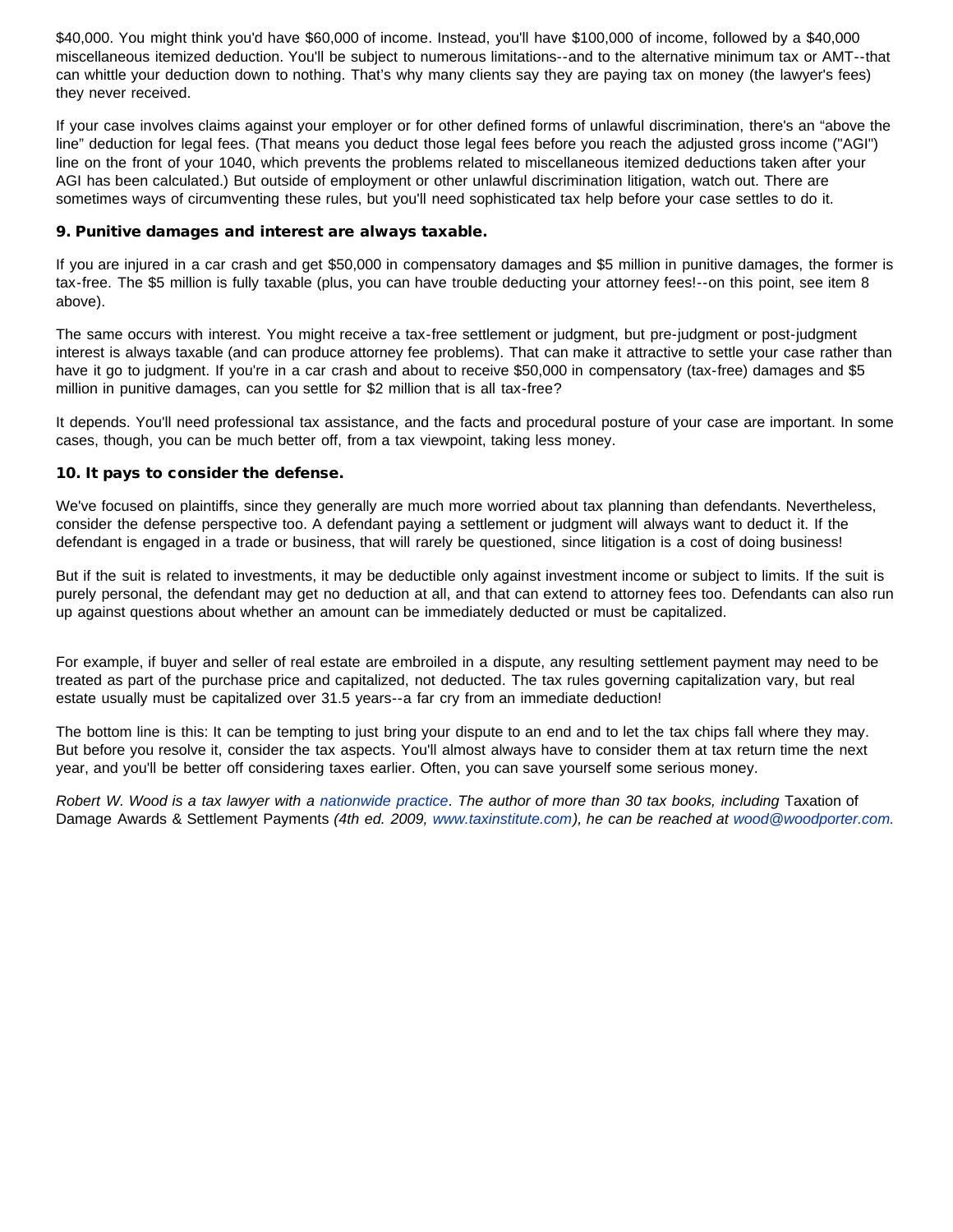$40,000. You might think you'd have $60,000 of income. Instead, you'll have $100,000 of income, followed by a $40,000 miscellaneous itemized deduction. You'll be subject to numerous limitations--and to the alternative minimum tax or AMT--that can whittle your deduction down to nothing. That's why many clients say they are paying tax on money (the lawyer's fees) they never received.

If your case involves claims against your employer or for other defined forms of unlawful discrimination, there's an "above the line" deduction for legal fees. (That means you deduct those legal fees before you reach the adjusted gross income ("AGI") line on the front of your 1040, which prevents the problems related to miscellaneous itemized deductions taken after your AGI has been calculated.) But outside of employment or other unlawful discrimination litigation, watch out. There are sometimes ways of circumventing these rules, but you'll need sophisticated tax help before your case settles to do it.

### 9. Punitive damages and interest are always taxable.

If you are injured in a car crash and get $50,000 in compensatory damages and $5 million in punitive damages, the former is tax-free. The $5 million is fully taxable (plus, you can have trouble deducting your attorney fees!--on this point, see item 8 above).

The same occurs with interest. You might receive a tax-free settlement or judgment, but pre-judgment or post-judgment interest is always taxable (and can produce attorney fee problems). That can make it attractive to settle your case rather than have it go to judgment. If you're in a car crash and about to receive $50,000 in compensatory (tax-free) damages and $5 million in punitive damages, can you settle for $2 million that is all tax-free?

It depends. You'll need professional tax assistance, and the facts and procedural posture of your case are important. In some cases, though, you can be much better off, from a tax viewpoint, taking less money.

### 10. It pays to consider the defense.

We've focused on plaintiffs, since they generally are much more worried about tax planning than defendants. Nevertheless, consider the defense perspective too. A defendant paying a settlement or judgment will always want to deduct it. If the defendant is engaged in a trade or business, that will rarely be questioned, since litigation is a cost of doing business!

But if the suit is related to investments, it may be deductible only against investment income or subject to limits. If the suit is purely personal, the defendant may get no deduction at all, and that can extend to attorney fees too. Defendants can also run up against questions about whether an amount can be immediately deducted or must be capitalized.

For example, if buyer and seller of real estate are embroiled in a dispute, any resulting settlement payment may need to be treated as part of the purchase price and capitalized, not deducted. The tax rules governing capitalization vary, but real estate usually must be capitalized over 31.5 years--a far cry from an immediate deduction!

The bottom line is this: It can be tempting to just bring your dispute to an end and to let the tax chips fall where they may. But before you resolve it, consider the tax aspects. You'll almost always have to consider them at tax return time the next year, and you'll be better off considering taxes earlier. Often, you can save yourself some serious money.

*Robert W. Wood is a tax lawyer with a nationwide practice. The author of more than 30 tax books, including* Taxation of Damage Awards & Settlement Payments *(4th ed. 2009, www.taxinstitute.com), he can be reached at wood@woodporter.com.*